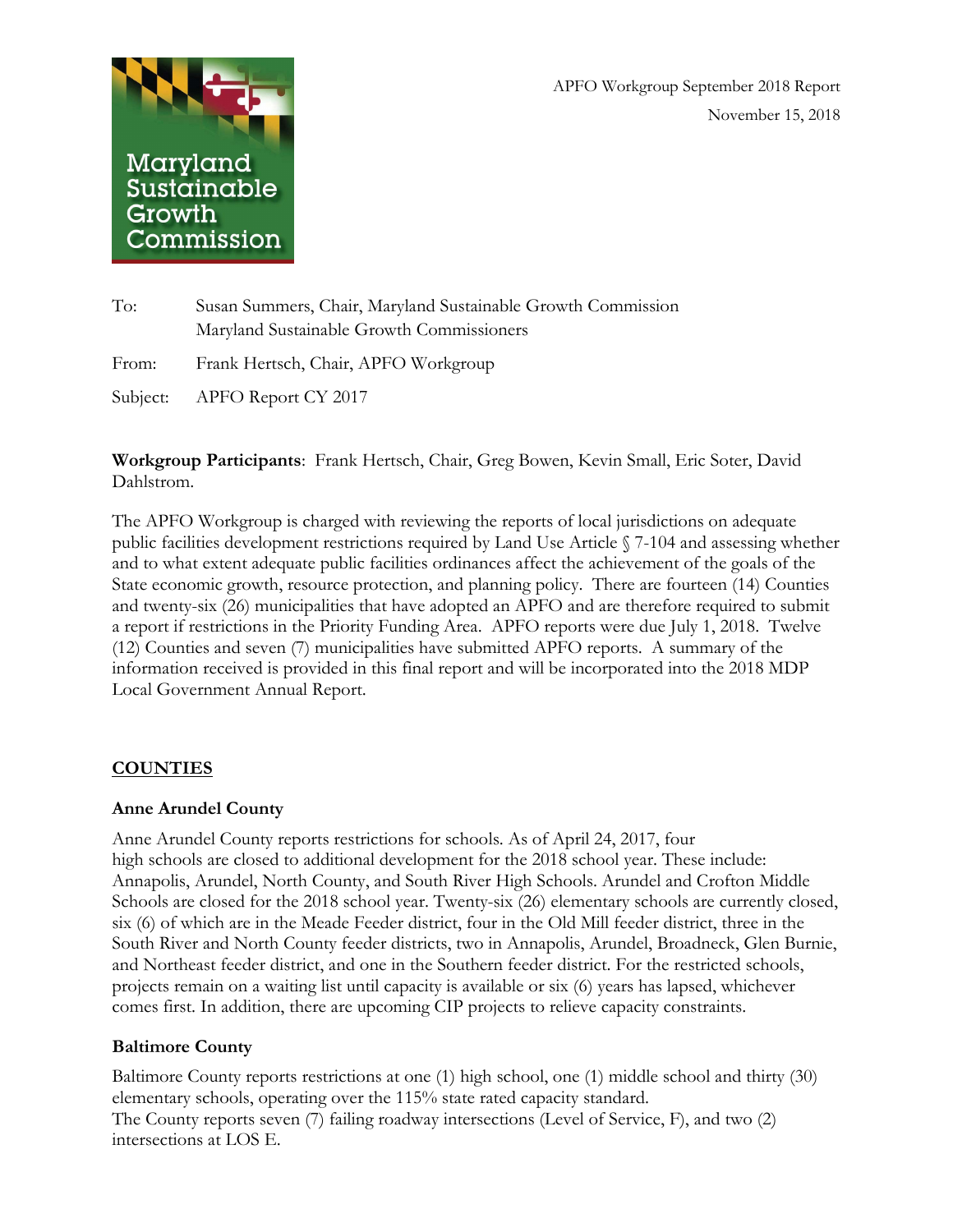Maryland Sustainable Growth Commission

APFO Workgroup September 2018 Report

November 15, 2018

To: Susan Summers, Chair, Maryland Sustainable Growth Commission
Maryland Sustainable Growth Commissioners

From: Frank Hertsch, Chair, APFO Workgroup

Subject: APFO Report CY 2017

**Workgroup Participants**: Frank Hertsch, Chair, Greg Bowen, Kevin Small, Eric Soter, David Dahlstrom.

The APFO Workgroup is charged with reviewing the reports of local jurisdictions on adequate public facilities development restrictions required by Land Use Article § 7-104 and assessing whether and to what extent adequate public facilities ordinances affect the achievement of the goals of the State economic growth, resource protection, and planning policy. There are fourteen (14) Counties and twenty-six (26) municipalities that have adopted an APFO and are therefore required to submit a report if restrictions in the Priority Funding Area. APFO reports were due July 1, 2018. Twelve (12) Counties and seven (7) municipalities have submitted APFO reports. A summary of the information received is provided in this final report and will be incorporated into the 2018 MDP Local Government Annual Report.

## COUNTIES

### Anne Arundel County

Anne Arundel County reports restrictions for schools. As of April 24, 2017, four high schools are closed to additional development for the 2018 school year. These include: Annapolis, Arundel, North County, and South River High Schools. Arundel and Crofton Middle Schools are closed for the 2018 school year. Twenty-six (26) elementary schools are currently closed, six (6) of which are in the Meade Feeder district, four in the Old Mill feeder district, three in the South River and North County feeder districts, two in Annapolis, Arundel, Broadneck, Glen Burnie, and Northeast feeder district, and one in the Southern feeder district. For the restricted schools, projects remain on a waiting list until capacity is available or six (6) years has lapsed, whichever comes first. In addition, there are upcoming CIP projects to relieve capacity constraints.

### Baltimore County

Baltimore County reports restrictions at one (1) high school, one (1) middle school and thirty (30) elementary schools, operating over the 115% state rated capacity standard.
The County reports seven (7) failing roadway intersections (Level of Service, F), and two (2) intersections at LOS E.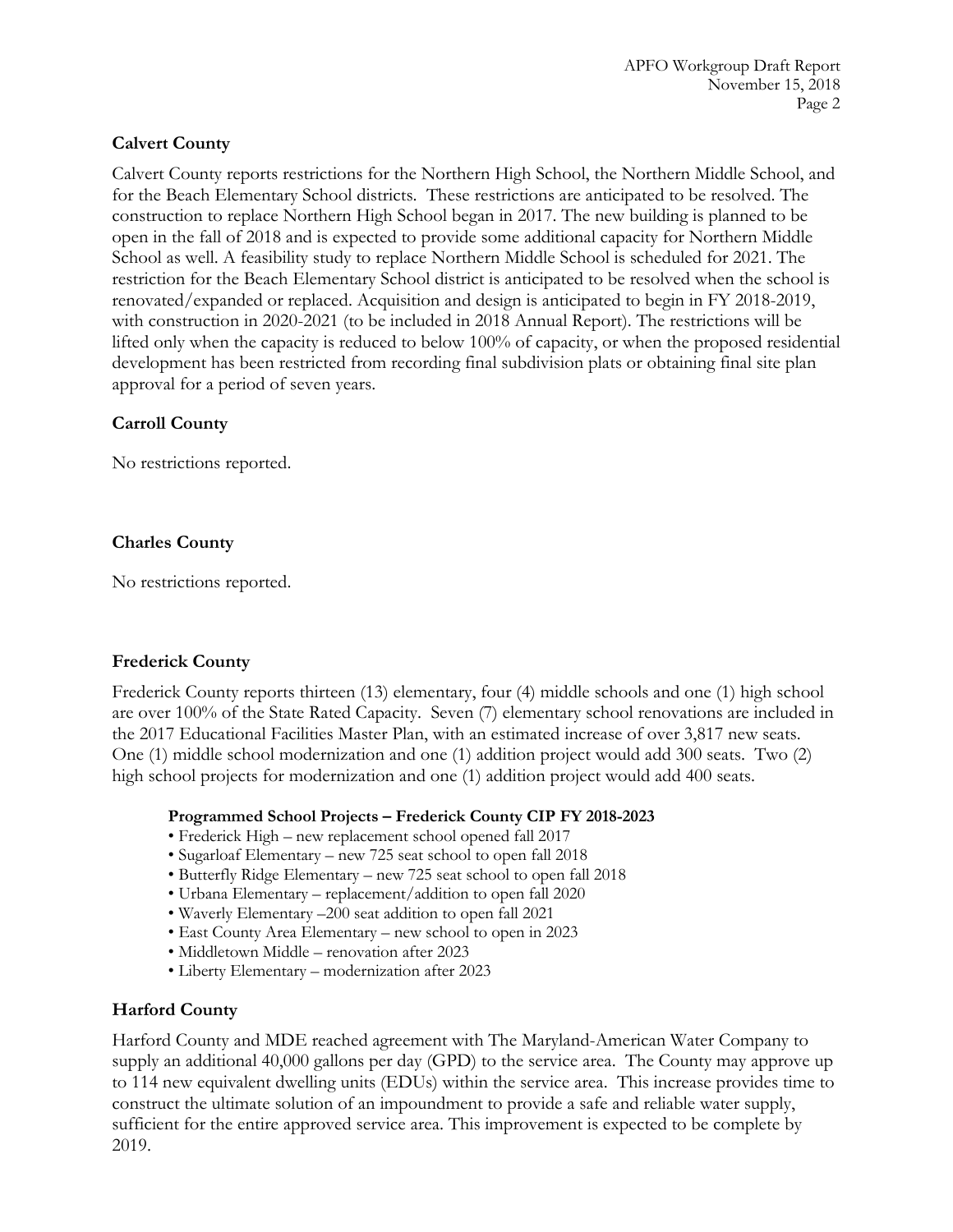**Calvert County**

Calvert County reports restrictions for the Northern High School, the Northern Middle School, and for the Beach Elementary School districts. These restrictions are anticipated to be resolved. The construction to replace Northern High School began in 2017. The new building is planned to be open in the fall of 2018 and is expected to provide some additional capacity for Northern Middle School as well. A feasibility study to replace Northern Middle School is scheduled for 2021. The restriction for the Beach Elementary School district is anticipated to be resolved when the school is renovated/expanded or replaced. Acquisition and design is anticipated to begin in FY 2018-2019, with construction in 2020-2021 (to be included in 2018 Annual Report). The restrictions will be lifted only when the capacity is reduced to below 100% of capacity, or when the proposed residential development has been restricted from recording final subdivision plats or obtaining final site plan approval for a period of seven years.

**Carroll County**

No restrictions reported.

**Charles County**

No restrictions reported.

**Frederick County**

Frederick County reports thirteen (13) elementary, four (4) middle schools and one (1) high school are over 100% of the State Rated Capacity. Seven (7) elementary school renovations are included in the 2017 Educational Facilities Master Plan, with an estimated increase of over 3,817 new seats. One (1) middle school modernization and one (1) addition project would add 300 seats. Two (2) high school projects for modernization and one (1) addition project would add 400 seats.

**Programmed School Projects – Frederick County CIP FY 2018-2023**

- Frederick High – new replacement school opened fall 2017
- Sugarloaf Elementary – new 725 seat school to open fall 2018
- Butterfly Ridge Elementary – new 725 seat school to open fall 2018
- Urbana Elementary – replacement/addition to open fall 2020
- Waverly Elementary –200 seat addition to open fall 2021
- East County Area Elementary – new school to open in 2023
- Middletown Middle – renovation after 2023
- Liberty Elementary – modernization after 2023

**Harford County**

Harford County and MDE reached agreement with The Maryland-American Water Company to supply an additional 40,000 gallons per day (GPD) to the service area. The County may approve up to 114 new equivalent dwelling units (EDUs) within the service area. This increase provides time to construct the ultimate solution of an impoundment to provide a safe and reliable water supply, sufficient for the entire approved service area. This improvement is expected to be complete by 2019.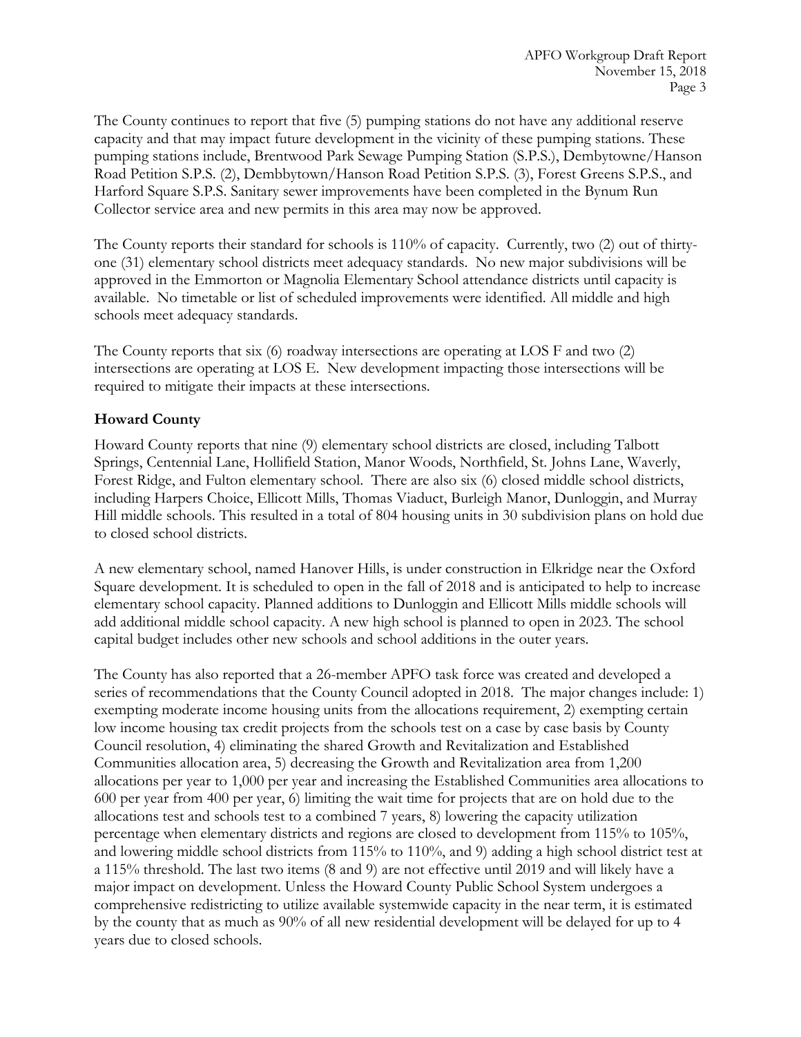The County continues to report that five (5) pumping stations do not have any additional reserve capacity and that may impact future development in the vicinity of these pumping stations. These pumping stations include, Brentwood Park Sewage Pumping Station (S.P.S.), Dembytowne/Hanson Road Petition S.P.S. (2), Dembbytown/Hanson Road Petition S.P.S. (3), Forest Greens S.P.S., and Harford Square S.P.S. Sanitary sewer improvements have been completed in the Bynum Run Collector service area and new permits in this area may now be approved.

The County reports their standard for schools is 110% of capacity. Currently, two (2) out of thirty-one (31) elementary school districts meet adequacy standards. No new major subdivisions will be approved in the Emmorton or Magnolia Elementary School attendance districts until capacity is available. No timetable or list of scheduled improvements were identified. All middle and high schools meet adequacy standards.

The County reports that six (6) roadway intersections are operating at LOS F and two (2) intersections are operating at LOS E. New development impacting those intersections will be required to mitigate their impacts at these intersections.

## Howard County

Howard County reports that nine (9) elementary school districts are closed, including Talbott Springs, Centennial Lane, Hollifield Station, Manor Woods, Northfield, St. Johns Lane, Waverly, Forest Ridge, and Fulton elementary school. There are also six (6) closed middle school districts, including Harpers Choice, Ellicott Mills, Thomas Viaduct, Burleigh Manor, Dunloggin, and Murray Hill middle schools. This resulted in a total of 804 housing units in 30 subdivision plans on hold due to closed school districts.

A new elementary school, named Hanover Hills, is under construction in Elkridge near the Oxford Square development. It is scheduled to open in the fall of 2018 and is anticipated to help to increase elementary school capacity. Planned additions to Dunloggin and Ellicott Mills middle schools will add additional middle school capacity. A new high school is planned to open in 2023. The school capital budget includes other new schools and school additions in the outer years.

The County has also reported that a 26-member APFO task force was created and developed a series of recommendations that the County Council adopted in 2018. The major changes include: 1) exempting moderate income housing units from the allocations requirement, 2) exempting certain low income housing tax credit projects from the schools test on a case by case basis by County Council resolution, 4) eliminating the shared Growth and Revitalization and Established Communities allocation area, 5) decreasing the Growth and Revitalization area from 1,200 allocations per year to 1,000 per year and increasing the Established Communities area allocations to 600 per year from 400 per year, 6) limiting the wait time for projects that are on hold due to the allocations test and schools test to a combined 7 years, 8) lowering the capacity utilization percentage when elementary districts and regions are closed to development from 115% to 105%, and lowering middle school districts from 115% to 110%, and 9) adding a high school district test at a 115% threshold. The last two items (8 and 9) are not effective until 2019 and will likely have a major impact on development. Unless the Howard County Public School System undergoes a comprehensive redistricting to utilize available systemwide capacity in the near term, it is estimated by the county that as much as 90% of all new residential development will be delayed for up to 4 years due to closed schools.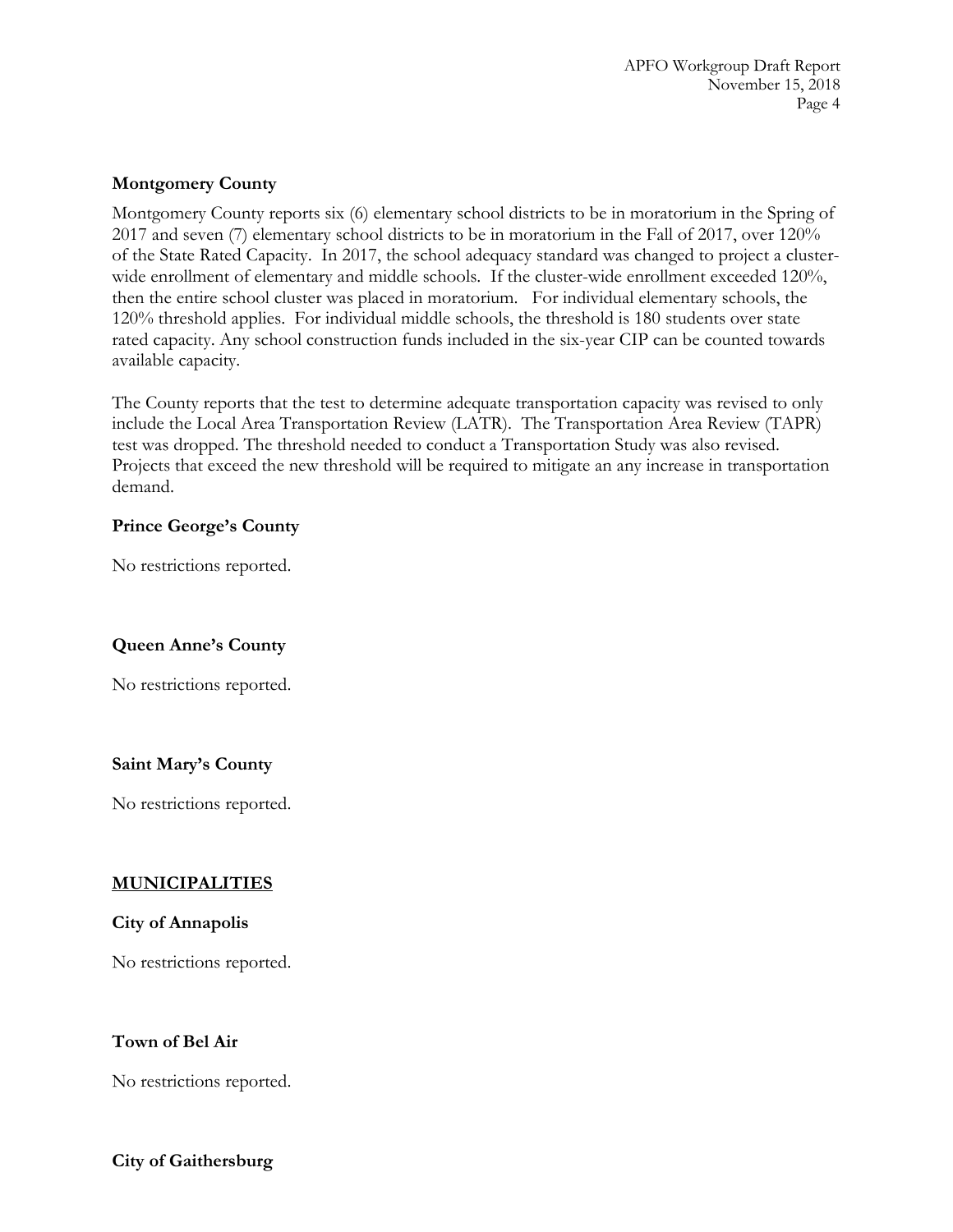**Montgomery County**

Montgomery County reports six (6) elementary school districts to be in moratorium in the Spring of 2017 and seven (7) elementary school districts to be in moratorium in the Fall of 2017, over 120% of the State Rated Capacity. In 2017, the school adequacy standard was changed to project a cluster-wide enrollment of elementary and middle schools. If the cluster-wide enrollment exceeded 120%, then the entire school cluster was placed in moratorium. For individual elementary schools, the 120% threshold applies. For individual middle schools, the threshold is 180 students over state rated capacity. Any school construction funds included in the six-year CIP can be counted towards available capacity.

The County reports that the test to determine adequate transportation capacity was revised to only include the Local Area Transportation Review (LATR). The Transportation Area Review (TAPR) test was dropped. The threshold needed to conduct a Transportation Study was also revised. Projects that exceed the new threshold will be required to mitigate an any increase in transportation demand.

**Prince George's County**

No restrictions reported.

**Queen Anne's County**

No restrictions reported.

**Saint Mary's County**

No restrictions reported.

**<u>MUNICIPALITIES</u>**

**City of Annapolis**

No restrictions reported.

**Town of Bel Air**

No restrictions reported.

**City of Gaithersburg**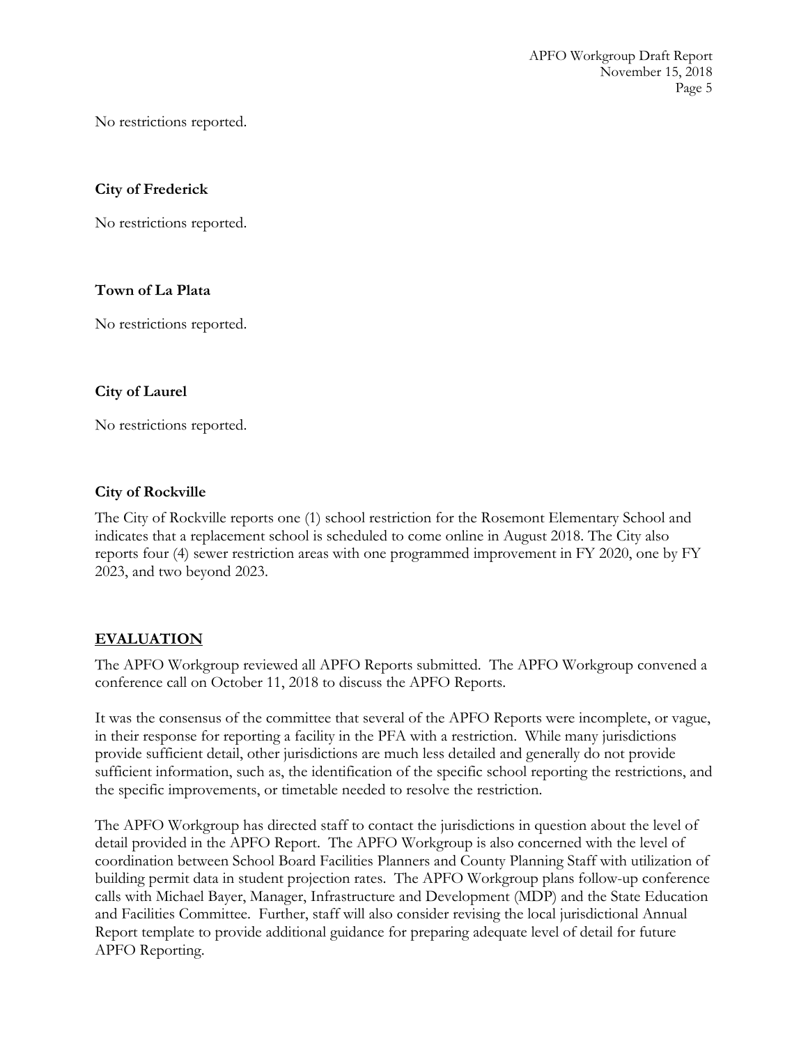No restrictions reported.

**City of Frederick**

No restrictions reported.

**Town of La Plata**

No restrictions reported.

**City of Laurel**

No restrictions reported.

**City of Rockville**

The City of Rockville reports one (1) school restriction for the Rosemont Elementary School and indicates that a replacement school is scheduled to come online in August 2018. The City also reports four (4) sewer restriction areas with one programmed improvement in FY 2020, one by FY 2023, and two beyond 2023.

## EVALUATION

The APFO Workgroup reviewed all APFO Reports submitted. The APFO Workgroup convened a conference call on October 11, 2018 to discuss the APFO Reports.

It was the consensus of the committee that several of the APFO Reports were incomplete, or vague, in their response for reporting a facility in the PFA with a restriction. While many jurisdictions provide sufficient detail, other jurisdictions are much less detailed and generally do not provide sufficient information, such as, the identification of the specific school reporting the restrictions, and the specific improvements, or timetable needed to resolve the restriction.

The APFO Workgroup has directed staff to contact the jurisdictions in question about the level of detail provided in the APFO Report. The APFO Workgroup is also concerned with the level of coordination between School Board Facilities Planners and County Planning Staff with utilization of building permit data in student projection rates. The APFO Workgroup plans follow-up conference calls with Michael Bayer, Manager, Infrastructure and Development (MDP) and the State Education and Facilities Committee. Further, staff will also consider revising the local jurisdictional Annual Report template to provide additional guidance for preparing adequate level of detail for future APFO Reporting.